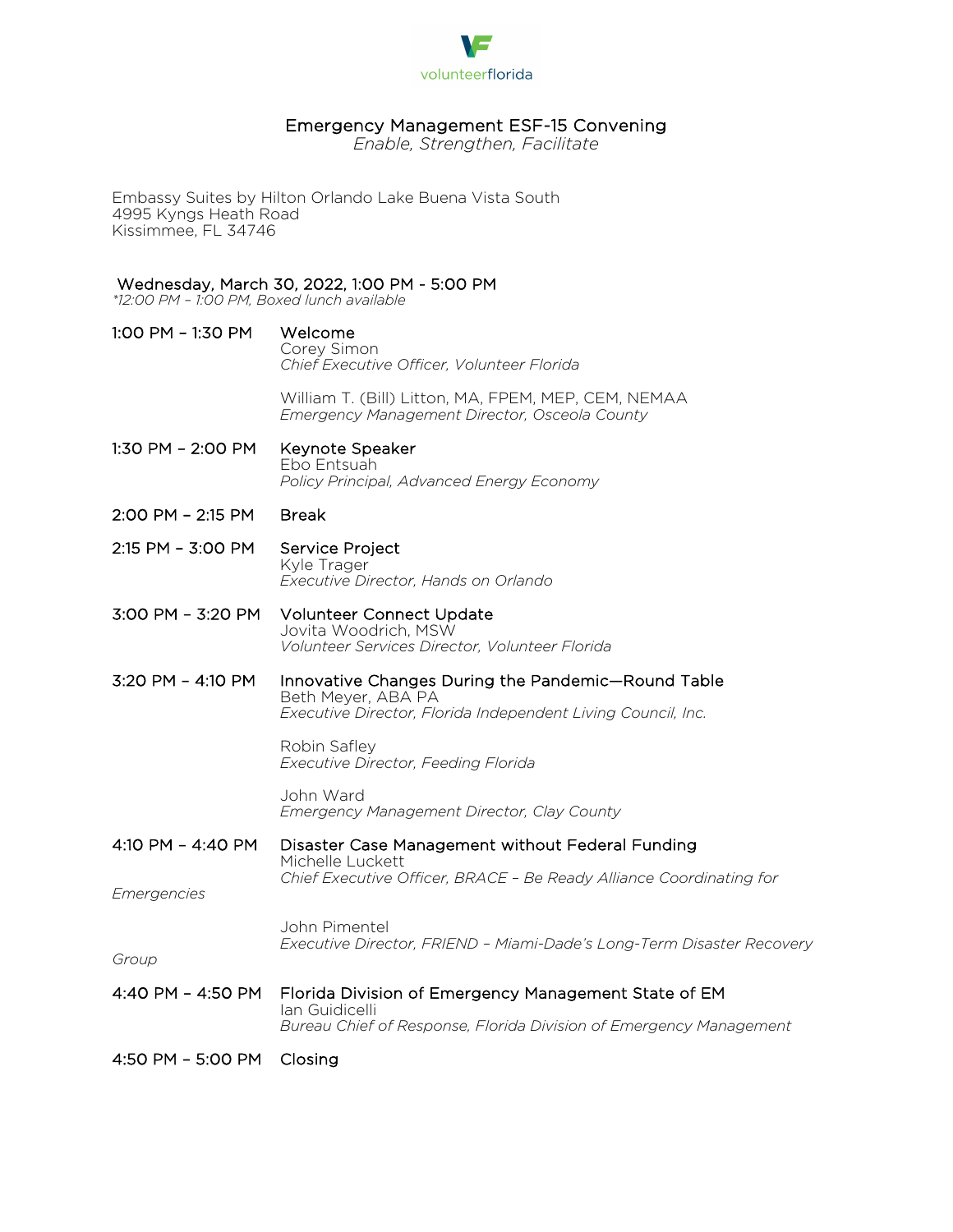volunteerflorida

# Emergency Management ESF-15 Convening

*Enable, Strengthen, Facilitate*

Embassy Suites by Hilton Orlando Lake Buena Vista South
4995 Kyngs Heath Road
Kissimmee, FL 34746

## Wednesday, March 30, 2022, 1:00 PM - 5:00 PM

*\*12:00 PM – 1:00 PM, Boxed lunch available*

**1:00 PM – 1:30 PM** — Welcome
Corey Simon
*Chief Executive Officer, Volunteer Florida*

William T. (Bill) Litton, MA, FPEM, MEP, CEM, NEMAA
*Emergency Management Director, Osceola County*

**1:30 PM – 2:00 PM** — Keynote Speaker
Ebo Entsuah
*Policy Principal, Advanced Energy Economy*

**2:00 PM – 2:15 PM** — Break

**2:15 PM – 3:00 PM** — Service Project
Kyle Trager
*Executive Director, Hands on Orlando*

**3:00 PM – 3:20 PM** — Volunteer Connect Update
Jovita Woodrich, MSW
*Volunteer Services Director, Volunteer Florida*

**3:20 PM – 4:10 PM** — Innovative Changes During the Pandemic—Round Table
Beth Meyer, ABA PA
*Executive Director, Florida Independent Living Council, Inc.*

Robin Safley
*Executive Director, Feeding Florida*

John Ward
*Emergency Management Director, Clay County*

**4:10 PM – 4:40 PM** — Disaster Case Management without Federal Funding
Michelle Luckett
*Chief Executive Officer, BRACE – Be Ready Alliance Coordinating for Emergencies*

John Pimentel
*Executive Director, FRIEND – Miami-Dade's Long-Term Disaster Recovery Group*

**4:40 PM – 4:50 PM** — Florida Division of Emergency Management State of EM
Ian Guidicelli
*Bureau Chief of Response, Florida Division of Emergency Management*

**4:50 PM – 5:00 PM** — Closing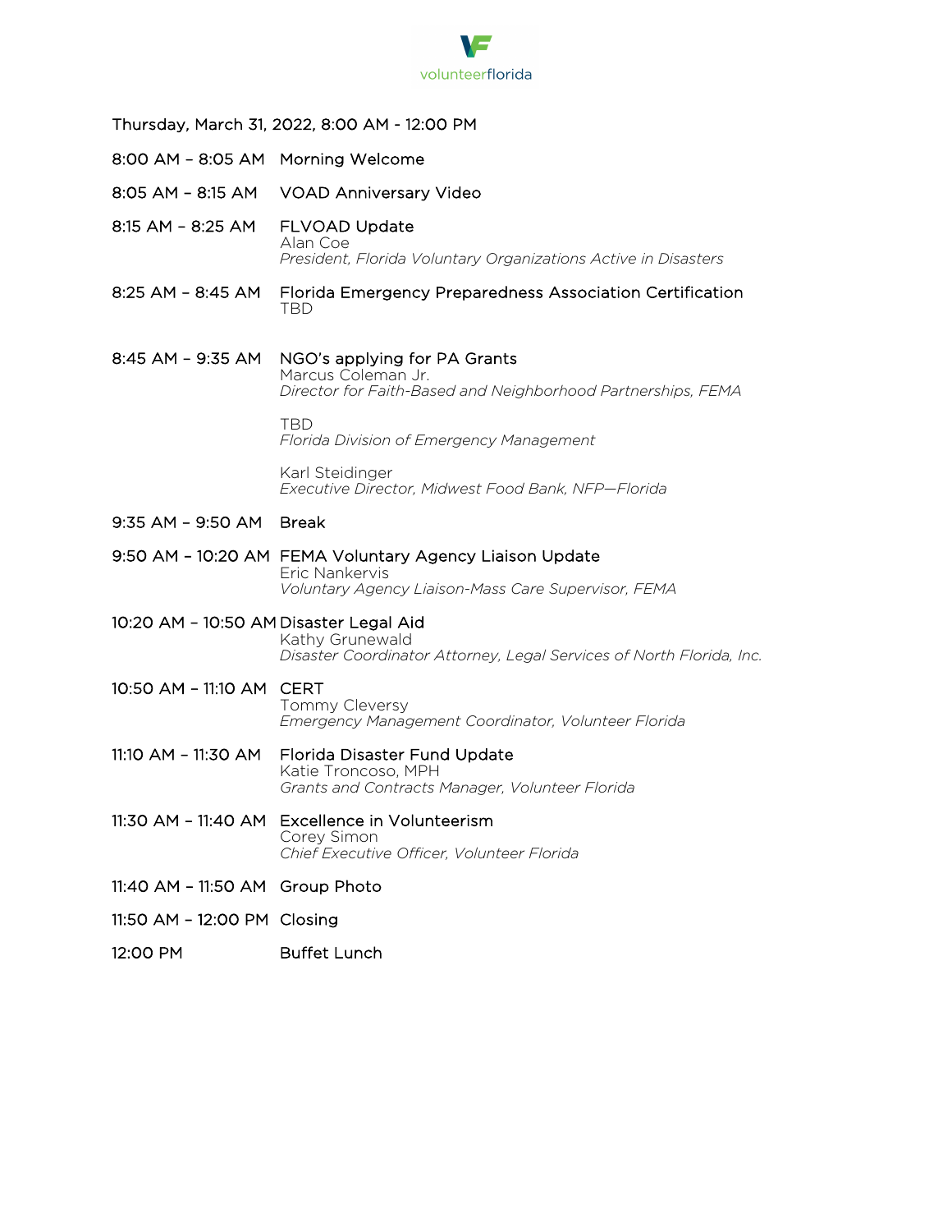volunteerflorida

Thursday, March 31, 2022, 8:00 AM - 12:00 PM

| | |
|---|---|
| 8:00 AM – 8:05 AM | Morning Welcome |
| 8:05 AM – 8:15 AM | VOAD Anniversary Video |
| 8:15 AM – 8:25 AM | FLVOAD Update<br>Alan Coe<br>*President, Florida Voluntary Organizations Active in Disasters* |
| 8:25 AM – 8:45 AM | Florida Emergency Preparedness Association Certification<br>TBD |
| 8:45 AM – 9:35 AM | NGO's applying for PA Grants<br>Marcus Coleman Jr.<br>*Director for Faith-Based and Neighborhood Partnerships, FEMA*<br><br>TBD<br>*Florida Division of Emergency Management*<br><br>Karl Steidinger<br>*Executive Director, Midwest Food Bank, NFP—Florida* |
| 9:35 AM – 9:50 AM | Break |
| 9:50 AM – 10:20 AM | FEMA Voluntary Agency Liaison Update<br>Eric Nankervis<br>*Voluntary Agency Liaison-Mass Care Supervisor, FEMA* |
| 10:20 AM – 10:50 AM | Disaster Legal Aid<br>Kathy Grunewald<br>*Disaster Coordinator Attorney, Legal Services of North Florida, Inc.* |
| 10:50 AM – 11:10 AM | CERT<br>Tommy Cleversy<br>*Emergency Management Coordinator, Volunteer Florida* |
| 11:10 AM – 11:30 AM | Florida Disaster Fund Update<br>Katie Troncoso, MPH<br>*Grants and Contracts Manager, Volunteer Florida* |
| 11:30 AM – 11:40 AM | Excellence in Volunteerism<br>Corey Simon<br>*Chief Executive Officer, Volunteer Florida* |
| 11:40 AM – 11:50 AM | Group Photo |
| 11:50 AM – 12:00 PM | Closing |
| 12:00 PM | Buffet Lunch |